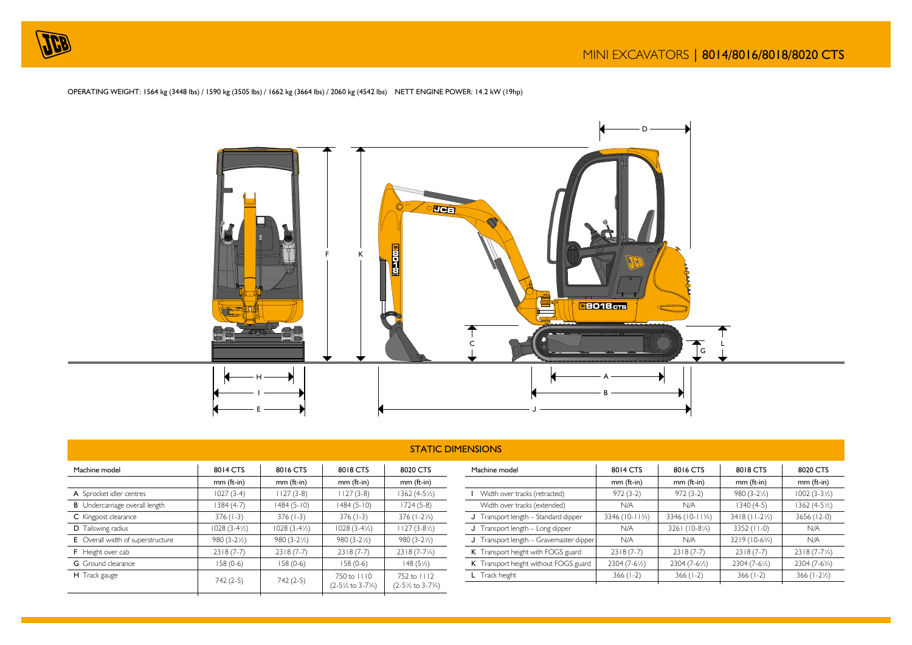# MINI EXCAVATORS | 8014/8016/8018/8020 CTS

OPERATING WEIGHT: 1564 kg (3448 lbs) / 1590 kg (3505 lbs) / 1662 kg (3664 lbs) / 2060 kg (4542 lbs) NETT ENGINE POWER: 14.2 kW (19hp)

## STATIC DIMENSIONS

| Machine model | 8014 CTS | 8016 CTS | 8018 CTS | 8020 CTS |
|---|---|---|---|---|
| | mm (ft-in) | mm (ft-in) | mm (ft-in) | mm (ft-in) |
| **A** Sprocket idler centres | 1027 (3-4) | 1127 (3-8) | 1127 (3-8) | 1362 (4-5½) |
| **B** Undercarriage overall length | 1384 (4-7) | 1484 (5-10) | 1484 (5-10) | 1724 (5-8) |
| **C** Kingpost clearance | 376 (1-3) | 376 (1-3) | 376 (1-3) | 376 (1-2¾) |
| **D** Tailswing radius | 1028 (3-4½) | 1028 (3-4½) | 1028 (3-4½) | 1127 (3-8½) |
| **E** Overall width of superstructure | 980 (3-2½) | 980 (3-2½) | 980 (3-2½) | 980 (3-2½) |
| **F** Height over cab | 2318 (7-7) | 2318 (7-7) | 2318 (7-7) | 2318 (7-7¼) |
| **G** Ground clearance | 158 (0-6) | 158 (0-6) | 158 (0-6) | 148 (5½) |
| **H** Track gauge | 742 (2-5) | 742 (2-5) | 750 to 1110 (2-5½ to 3-7¾) | 752 to 1112 (2-5½ to 3-7¾) |

| Machine model | 8014 CTS | 8016 CTS | 8018 CTS | 8020 CTS |
|---|---|---|---|---|
| | mm (ft-in) | mm (ft-in) | mm (ft-in) | mm (ft-in) |
| **I** Width over tracks (retracted) | 972 (3-2) | 972 (3-2) | 980 (3-2½) | 1002 (3-3½) |
| Width over tracks (extended) | N/A | N/A | 1340 (4-5) | 1362 (4-5½) |
| **J** Transport length – Standard dipper | 3346 (10-11¾) | 3346 (10-11¾) | 3418 (11-2½) | 3656 (12-0) |
| **J** Transport length – Long dipper | N/A | 3261 (10-8¼) | 3352 (11-0) | N/A |
| **J** Transport length – Gravemaster dipper | N/A | N/A | 3219 (10-6¾) | N/A |
| **K** Transport height with FOGS guard | 2318 (7-7) | 2318 (7-7) | 2318 (7-7) | 2318 (7-7¼) |
| **K** Transport height without FOGS guard | 2304 (7-6½) | 2304 (7-6½) | 2304 (7-6½) | 2304 (7-6¾) |
| **L** Track height | 366 (1-2) | 366 (1-2) | 366 (1-2) | 366 (1-2½) |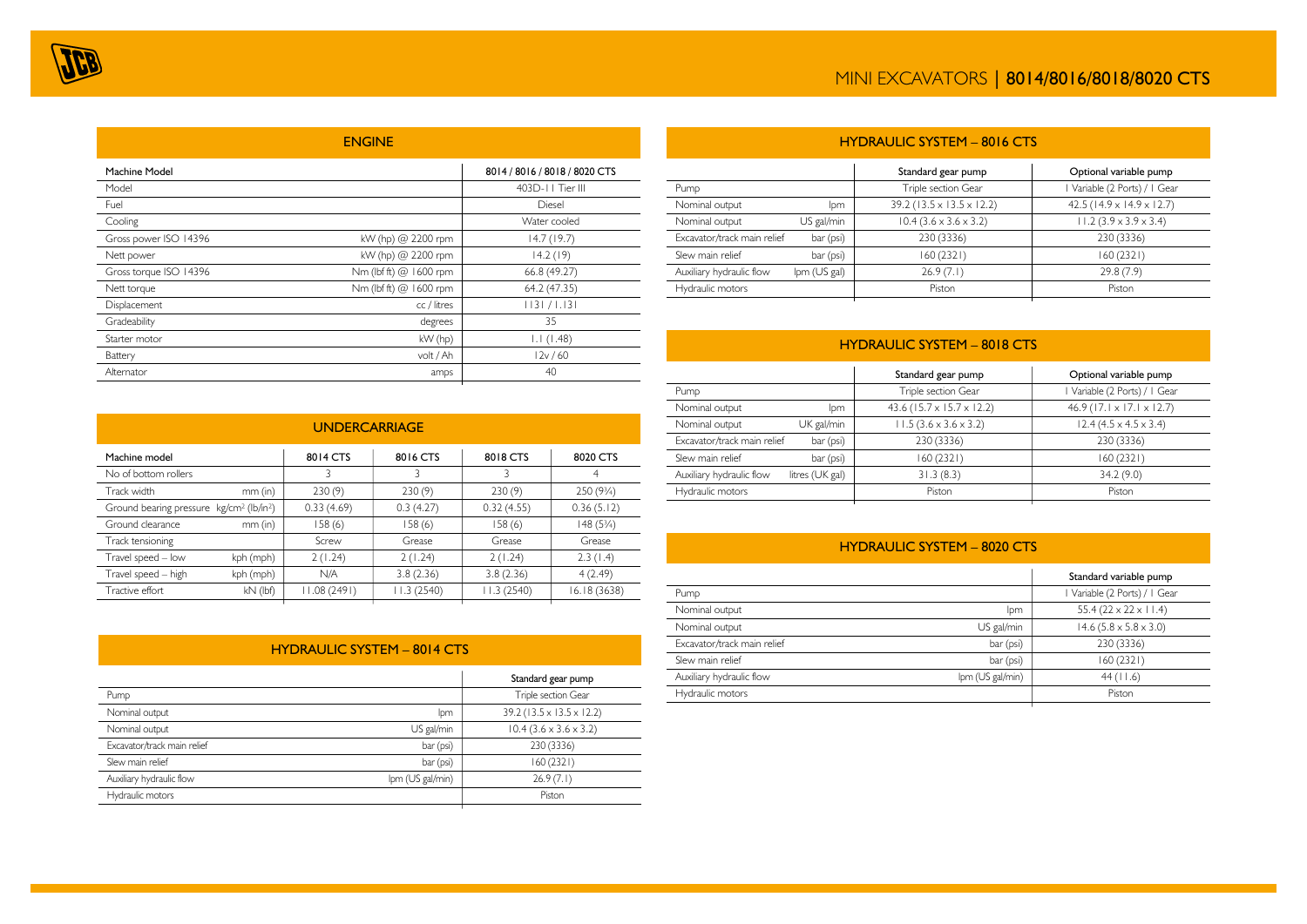# MINI EXCAVATORS | 8014/8016/8018/8020 CTS

## ENGINE

| Machine Model | | 8014 / 8016 / 8018 / 8020 CTS |
|---|---|---|
| Model | | 403D-11 Tier III |
| Fuel | | Diesel |
| Cooling | | Water cooled |
| Gross power ISO 14396 | kW (hp) @ 2200 rpm | 14.7 (19.7) |
| Nett power | kW (hp) @ 2200 rpm | 14.2 (19) |
| Gross torque ISO 14396 | Nm (lbf ft) @ 1600 rpm | 66.8 (49.27) |
| Nett torque | Nm (lbf ft) @ 1600 rpm | 64.2 (47.35) |
| Displacement | cc / litres | 1131 / 1.131 |
| Gradeability | degrees | 35 |
| Starter motor | kW (hp) | 1.1 (1.48) |
| Battery | volt / Ah | 12v / 60 |
| Alternator | amps | 40 |

## UNDERCARRIAGE

| Machine model | | 8014 CTS | 8016 CTS | 8018 CTS | 8020 CTS |
|---|---|---|---|---|---|
| No of bottom rollers | | 3 | 3 | 3 | 4 |
| Track width | mm (in) | 230 (9) | 230 (9) | 230 (9) | 250 (9¾) |
| Ground bearing pressure | kg/cm² (lb/in²) | 0.33 (4.69) | 0.3 (4.27) | 0.32 (4.55) | 0.36 (5.12) |
| Ground clearance | mm (in) | 158 (6) | 158 (6) | 158 (6) | 148 (5¾) |
| Track tensioning | | Screw | Grease | Grease | Grease |
| Travel speed – low | kph (mph) | 2 (1.24) | 2 (1.24) | 2 (1.24) | 2.3 (1.4) |
| Travel speed – high | kph (mph) | N/A | 3.8 (2.36) | 3.8 (2.36) | 4 (2.49) |
| Tractive effort | kN (lbf) | 11.08 (2491) | 11.3 (2540) | 11.3 (2540) | 16.18 (3638) |

## HYDRAULIC SYSTEM – 8014 CTS

| | | Standard gear pump |
|---|---|---|
| Pump | | Triple section Gear |
| Nominal output | lpm | 39.2 (13.5 x 13.5 x 12.2) |
| Nominal output | US gal/min | 10.4 (3.6 x 3.6 x 3.2) |
| Excavator/track main relief | bar (psi) | 230 (3336) |
| Slew main relief | bar (psi) | 160 (2321) |
| Auxiliary hydraulic flow | lpm (US gal/min) | 26.9 (7.1) |
| Hydraulic motors | | Piston |

## HYDRAULIC SYSTEM – 8016 CTS

| | | Standard gear pump | Optional variable pump |
|---|---|---|---|
| Pump | | Triple section Gear | 1 Variable (2 Ports) / 1 Gear |
| Nominal output | lpm | 39.2 (13.5 x 13.5 x 12.2) | 42.5 (14.9 x 14.9 x 12.7) |
| Nominal output | US gal/min | 10.4 (3.6 x 3.6 x 3.2) | 11.2 (3.9 x 3.9 x 3.4) |
| Excavator/track main relief | bar (psi) | 230 (3336) | 230 (3336) |
| Slew main relief | bar (psi) | 160 (2321) | 160 (2321) |
| Auxiliary hydraulic flow | lpm (US gal) | 26.9 (7.1) | 29.8 (7.9) |
| Hydraulic motors | | Piston | Piston |

## HYDRAULIC SYSTEM – 8018 CTS

| | | Standard gear pump | Optional variable pump |
|---|---|---|---|
| Pump | | Triple section Gear | 1 Variable (2 Ports) / 1 Gear |
| Nominal output | lpm | 43.6 (15.7 x 15.7 x 12.2) | 46.9 (17.1 x 17.1 x 12.7) |
| Nominal output | UK gal/min | 11.5 (3.6 x 3.6 x 3.2) | 12.4 (4.5 x 4.5 x 3.4) |
| Excavator/track main relief | bar (psi) | 230 (3336) | 230 (3336) |
| Slew main relief | bar (psi) | 160 (2321) | 160 (2321) |
| Auxiliary hydraulic flow | litres (UK gal) | 31.3 (8.3) | 34.2 (9.0) |
| Hydraulic motors | | Piston | Piston |

## HYDRAULIC SYSTEM – 8020 CTS

| | | Standard variable pump |
|---|---|---|
| Pump | | 1 Variable (2 Ports) / 1 Gear |
| Nominal output | lpm | 55.4 (22 x 22 x 11.4) |
| Nominal output | US gal/min | 14.6 (5.8 x 5.8 x 3.0) |
| Excavator/track main relief | bar (psi) | 230 (3336) |
| Slew main relief | bar (psi) | 160 (2321) |
| Auxiliary hydraulic flow | lpm (US gal/min) | 44 (11.6) |
| Hydraulic motors | | Piston |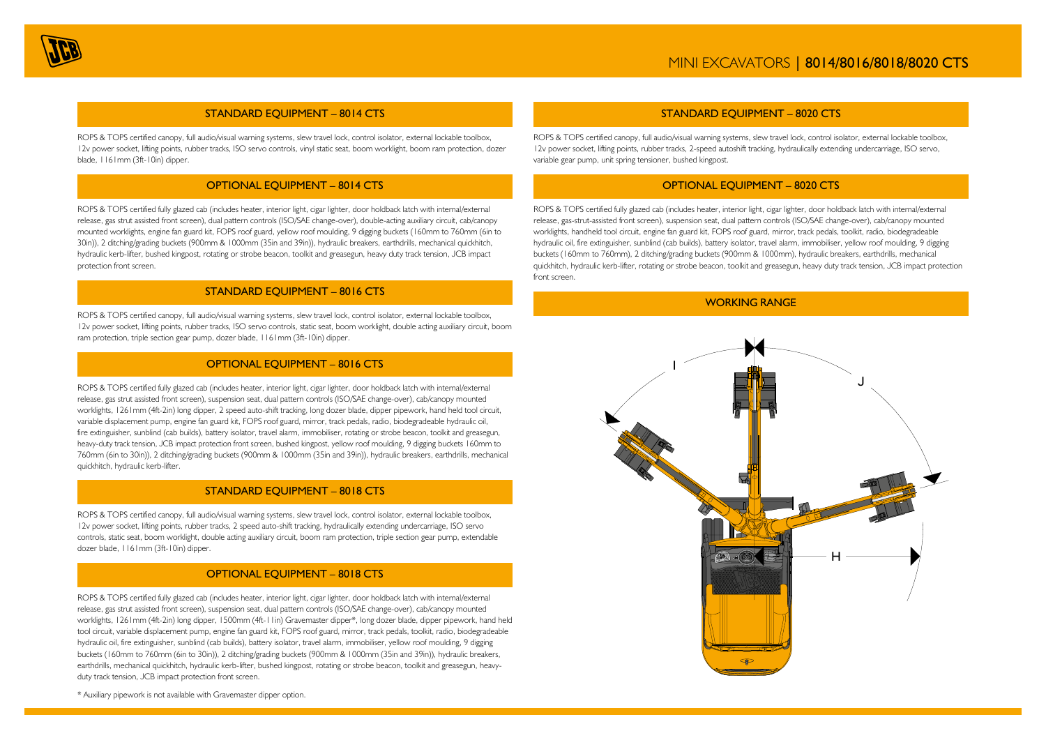# MINI EXCAVATORS | 8014/8016/8018/8020 CTS

## STANDARD EQUIPMENT – 8014 CTS

ROPS & TOPS certified canopy, full audio/visual warning systems, slew travel lock, control isolator, external lockable toolbox, 12v power socket, lifting points, rubber tracks, ISO servo controls, vinyl static seat, boom worklight, boom ram protection, dozer blade, 1161mm (3ft-10in) dipper.

## OPTIONAL EQUIPMENT – 8014 CTS

ROPS & TOPS certified fully glazed cab (includes heater, interior light, cigar lighter, door holdback latch with internal/external release, gas strut assisted front screen), dual pattern controls (ISO/SAE change-over), double-acting auxiliary circuit, cab/canopy mounted worklights, engine fan guard kit, FOPS roof guard, yellow roof moulding, 9 digging buckets (160mm to 760mm (6in to 30in)), 2 ditching/grading buckets (900mm & 1000mm (35in and 39in)), hydraulic breakers, earthdrills, mechanical quickhitch, hydraulic kerb-lifter, bushed kingpost, rotating or strobe beacon, toolkit and greasegun, heavy duty track tension, JCB impact protection front screen.

## STANDARD EQUIPMENT – 8016 CTS

ROPS & TOPS certified canopy, full audio/visual warning systems, slew travel lock, control isolator, external lockable toolbox, 12v power socket, lifting points, rubber tracks, ISO servo controls, static seat, boom worklight, double acting auxiliary circuit, boom ram protection, triple section gear pump, dozer blade, 1161mm (3ft-10in) dipper.

## OPTIONAL EQUIPMENT – 8016 CTS

ROPS & TOPS certified fully glazed cab (includes heater, interior light, cigar lighter, door holdback latch with internal/external release, gas strut assisted front screen), suspension seat, dual pattern controls (ISO/SAE change-over), cab/canopy mounted worklights, 1261mm (4ft-2in) long dipper, 2 speed auto-shift tracking, long dozer blade, dipper pipework, hand held tool circuit, variable displacement pump, engine fan guard kit, FOPS roof guard, mirror, track pedals, radio, biodegradeable hydraulic oil, fire extinguisher, sunblind (cab builds), battery isolator, travel alarm, immobiliser, rotating or strobe beacon, toolkit and greasegun, heavy-duty track tension, JCB impact protection front screen, bushed kingpost, yellow roof moulding, 9 digging buckets 160mm to 760mm (6in to 30in)), 2 ditching/grading buckets (900mm & 1000mm (35in and 39in)), hydraulic breakers, earthdrills, mechanical quickhitch, hydraulic kerb-lifter.

## STANDARD EQUIPMENT – 8018 CTS

ROPS & TOPS certified canopy, full audio/visual warning systems, slew travel lock, control isolator, external lockable toolbox, 12v power socket, lifting points, rubber tracks, 2 speed auto-shift tracking, hydraulically extending undercarriage, ISO servo controls, static seat, boom worklight, double acting auxiliary circuit, boom ram protection, triple section gear pump, extendable dozer blade, 1161mm (3ft-10in) dipper.

## OPTIONAL EQUIPMENT – 8018 CTS

ROPS & TOPS certified fully glazed cab (includes heater, interior light, cigar lighter, door holdback latch with internal/external release, gas strut assisted front screen), suspension seat, dual pattern controls (ISO/SAE change-over), cab/canopy mounted worklights, 1261mm (4ft-2in) long dipper, 1500mm (4ft-11in) Gravemaster dipper*, long dozer blade, dipper pipework, hand held tool circuit, variable displacement pump, engine fan guard kit, FOPS roof guard, mirror, track pedals, toolkit, radio, biodegradeable hydraulic oil, fire extinguisher, sunblind (cab builds), battery isolator, travel alarm, immobiliser, yellow roof moulding, 9 digging buckets (160mm to 760mm (6in to 30in)), 2 ditching/grading buckets (900mm & 1000mm (35in and 39in)), hydraulic breakers, earthdrills, mechanical quickhitch, hydraulic kerb-lifter, bushed kingpost, rotating or strobe beacon, toolkit and greasegun, heavy-duty track tension, JCB impact protection front screen.

\* Auxiliary pipework is not available with Gravemaster dipper option.

## STANDARD EQUIPMENT – 8020 CTS

ROPS & TOPS certified canopy, full audio/visual warning systems, slew travel lock, control isolator, external lockable toolbox, 12v power socket, lifting points, rubber tracks, 2-speed autoshift tracking, hydraulically extending undercarriage, ISO servo, variable gear pump, unit spring tensioner, bushed kingpost.

## OPTIONAL EQUIPMENT – 8020 CTS

ROPS & TOPS certified fully glazed cab (includes heater, interior light, cigar lighter, door holdback latch with internal/external release, gas-strut-assisted front screen), suspension seat, dual pattern controls (ISO/SAE change-over), cab/canopy mounted worklights, handheld tool circuit, engine fan guard kit, FOPS roof guard, mirror, track pedals, toolkit, radio, biodegradeable hydraulic oil, fire extinguisher, sunblind (cab builds), battery isolator, travel alarm, immobiliser, yellow roof moulding, 9 digging buckets (160mm to 760mm), 2 ditching/grading buckets (900mm & 1000mm), hydraulic breakers, earthdrills, mechanical quickhitch, hydraulic kerb-lifter, rotating or strobe beacon, toolkit and greasegun, heavy duty track tension, JCB impact protection front screen.

## WORKING RANGE

I

J

H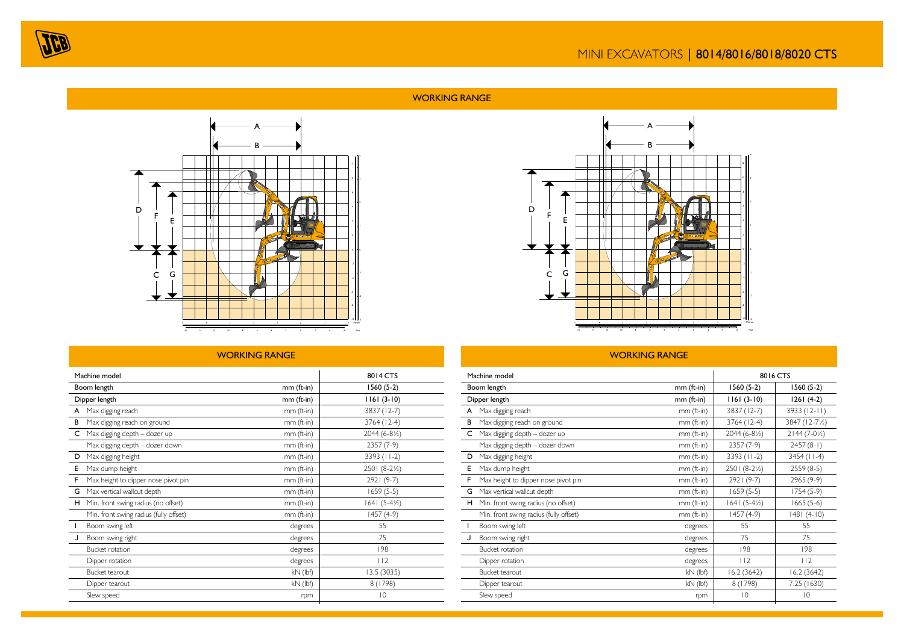# MINI EXCAVATORS | 8014/8016/8018/8020 CTS

## WORKING RANGE

## WORKING RANGE

| Machine model | | 8014 CTS |
|---|---|---|
| Boom length | mm (ft-in) | 1560 (5-2) |
| Dipper length | mm (ft-in) | 1161 (3-10) |
| A Max digging reach | mm (ft-in) | 3837 (12-7) |
| B Max digging reach on ground | mm (ft-in) | 3764 (12-4) |
| C Max digging depth – dozer up | mm (ft-in) | 2044 (6-8½) |
| Max digging depth – dozer down | mm (ft-in) | 2357 (7-9) |
| D Max digging height | mm (ft-in) | 3393 (11-2) |
| E Max dump height | mm (ft-in) | 2501 (8-2½) |
| F Max height to dipper nose pivot pin | mm (ft-in) | 2921 (9-7) |
| G Max vertical wallcut depth | mm (ft-in) | 1659 (5-5) |
| H Min. front swing radius (no offset) | mm (ft-in) | 1641 (5-4½) |
| Min. front swing radius (fully offset) | mm (ft-in) | 1457 (4-9) |
| I Boom swing left | degrees | 55 |
| J Boom swing right | degrees | 75 |
| Bucket rotation | degrees | 198 |
| Dipper rotation | degrees | 112 |
| Bucket tearout | kN (lbf) | 13.5 (3035) |
| Dipper tearout | kN (lbf) | 8 (1798) |
| Slew speed | rpm | 10 |

## WORKING RANGE

| Machine model | | 8016 CTS | |
|---|---|---|---|
| Boom length | mm (ft-in) | 1560 (5-2) | 1560 (5-2) |
| Dipper length | mm (ft-in) | 1161 (3-10) | 1261 (4-2) |
| A Max digging reach | mm (ft-in) | 3837 (12-7) | 3933 (12-11) |
| B Max digging reach on ground | mm (ft-in) | 3764 (12-4) | 3847 (12-7½) |
| C Max digging depth – dozer up | mm (ft-in) | 2044 (6-8½) | 2144 (7-0½) |
| Max digging depth – dozer down | mm (ft-in) | 2357 (7-9) | 2457 (8-1) |
| D Max digging height | mm (ft-in) | 3393 (11-2) | 3454 (11-4) |
| E Max dump height | mm (ft-in) | 2501 (8-2½) | 2559 (8-5) |
| F Max height to dipper nose pivot pin | mm (ft-in) | 2921 (9-7) | 2965 (9-9) |
| G Max vertical wallcut depth | mm (ft-in) | 1659 (5-5) | 1754 (5-9) |
| H Min. front swing radius (no offset) | mm (ft-in) | 1641 (5-4½) | 1665 (5-6) |
| Min. front swing radius (fully offset) | mm (ft-in) | 1457 (4-9) | 1481 (4-10) |
| I Boom swing left | degrees | 55 | 55 |
| J Boom swing right | degrees | 75 | 75 |
| Bucket rotation | degrees | 198 | 198 |
| Dipper rotation | degrees | 112 | 112 |
| Bucket tearout | kN (lbf) | 16.2 (3642) | 16.2 (3642) |
| Dipper tearout | kN (lbf) | 8 (1798) | 7.25 (1630) |
| Slew speed | rpm | 10 | 10 |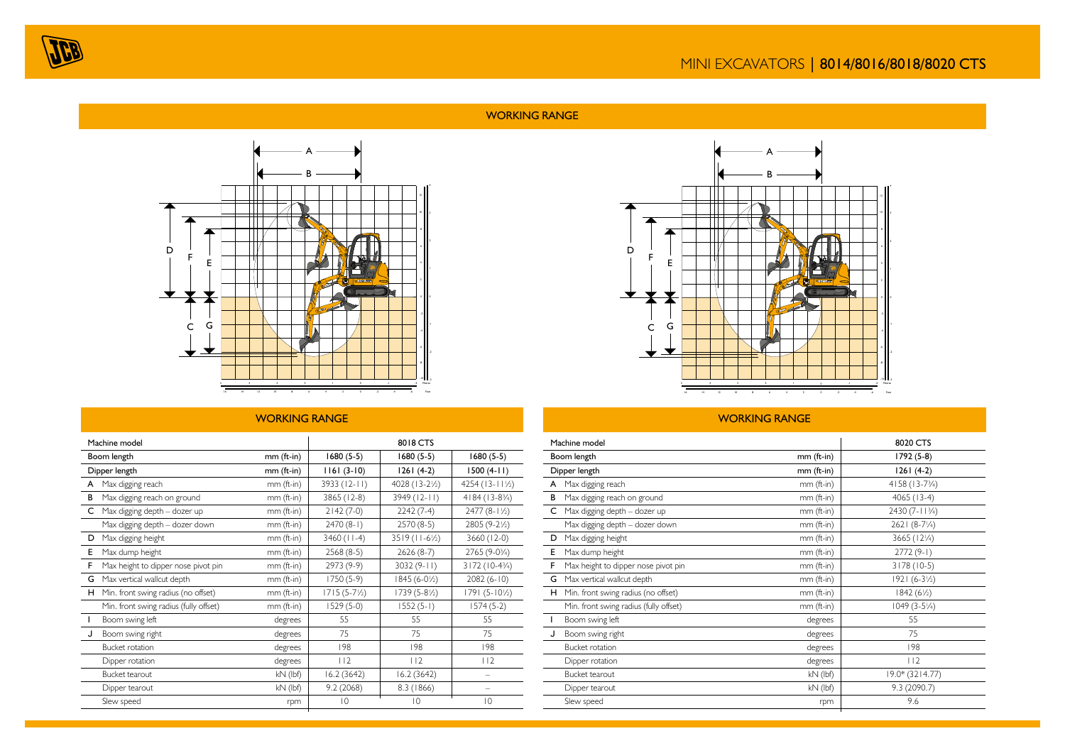# MINI EXCAVATORS | 8014/8016/8018/8020 CTS

## WORKING RANGE

## WORKING RANGE

| Machine model | | 8018 CTS | | |
|---|---|---|---|---|
| Boom length | mm (ft-in) | 1680 (5-5) | 1680 (5-5) | 1680 (5-5) |
| Dipper length | mm (ft-in) | 1161 (3-10) | 1261 (4-2) | 1500 (4-11) |
| A Max digging reach | mm (ft-in) | 3933 (12-11) | 4028 (13-2½) | 4254 (13-11½) |
| B Max digging reach on ground | mm (ft-in) | 3865 (12-8) | 3949 (12-11) | 4184 (13-8¾) |
| C Max digging depth – dozer up | mm (ft-in) | 2142 (7-0) | 2242 (7-4) | 2477 (8-1½) |
| Max digging depth – dozer down | mm (ft-in) | 2470 (8-1) | 2570 (8-5) | 2805 (9-2½) |
| D Max digging height | mm (ft-in) | 3460 (11-4) | 3519 (11-6½) | 3660 (12-0) |
| E Max dump height | mm (ft-in) | 2568 (8-5) | 2626 (8-7) | 2765 (9-0¾) |
| F Max height to dipper nose pivot pin | mm (ft-in) | 2973 (9-9) | 3032 (9-11) | 3172 (10-4¾) |
| G Max vertical wallcut depth | mm (ft-in) | 1750 (5-9) | 1845 (6-0½) | 2082 (6-10) |
| H Min. front swing radius (no offset) | mm (ft-in) | 1715 (5-7½) | 1739 (5-8½) | 1791 (5-10½) |
| Min. front swing radius (fully offset) | mm (ft-in) | 1529 (5-0) | 1552 (5-1) | 1574 (5-2) |
| I Boom swing left | degrees | 55 | 55 | 55 |
| J Boom swing right | degrees | 75 | 75 | 75 |
| Bucket rotation | degrees | 198 | 198 | 198 |
| Dipper rotation | degrees | 112 | 112 | 112 |
| Bucket tearout | kN (lbf) | 16.2 (3642) | 16.2 (3642) | – |
| Dipper tearout | kN (lbf) | 9.2 (2068) | 8.3 (1866) | – |
| Slew speed | rpm | 10 | 10 | 10 |

## WORKING RANGE

| Machine model | | 8020 CTS |
|---|---|---|
| Boom length | mm (ft-in) | 1792 (5-8) |
| Dipper length | mm (ft-in) | 1261 (4-2) |
| A Max digging reach | mm (ft-in) | 4158 (13-7¾) |
| B Max digging reach on ground | mm (ft-in) | 4065 (13-4) |
| C Max digging depth – dozer up | mm (ft-in) | 2430 (7-11¾) |
| Max digging depth – dozer down | mm (ft-in) | 2621 (8-7¼) |
| D Max digging height | mm (ft-in) | 3665 (12¼) |
| E Max dump height | mm (ft-in) | 2772 (9-1) |
| F Max height to dipper nose pivot pin | mm (ft-in) | 3178 (10-5) |
| G Max vertical wallcut depth | mm (ft-in) | 1921 (6-3½) |
| H Min. front swing radius (no offset) | mm (ft-in) | 1842 (6½) |
| Min. front swing radius (fully offset) | mm (ft-in) | 1049 (3-5¼) |
| I Boom swing left | degrees | 55 |
| J Boom swing right | degrees | 75 |
| Bucket rotation | degrees | 198 |
| Dipper rotation | degrees | 112 |
| Bucket tearout | kN (lbf) | 19.0* (3214.77) |
| Dipper tearout | kN (lbf) | 9.3 (2090.7) |
| Slew speed | rpm | 9.6 |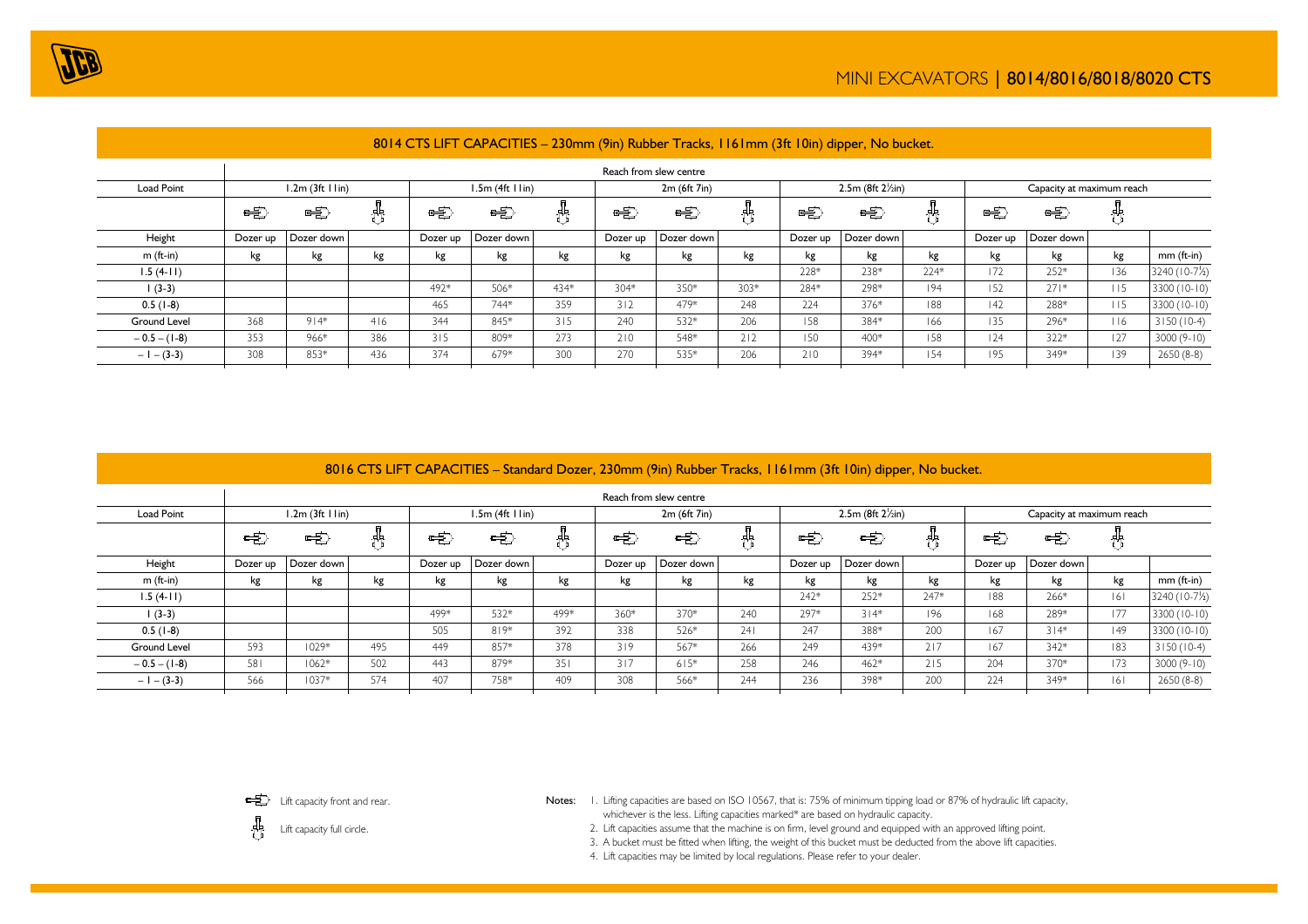# MINI EXCAVATORS | 8014/8016/8018/8020 CTS

## 8014 CTS LIFT CAPACITIES – 230mm (9in) Rubber Tracks, 1161mm (3ft 10in) dipper, No bucket.

| | Reach from slew centre | | | | | | | | | | | | | | | |
|---|---|---|---|---|---|---|---|---|---|---|---|---|---|---|---|---|
| Load Point | 1.2m (3ft 11in) | | | 1.5m (4ft 11in) | | | 2m (6ft 7in) | | | 2.5m (8ft 2½in) | | | Capacity at maximum reach | | | |
| | Front/rear | Front/rear | Full circle | Front/rear | Front/rear | Full circle | Front/rear | Front/rear | Full circle | Front/rear | Front/rear | Full circle | Front/rear | Front/rear | Full circle | |
| Height | Dozer up | Dozer down | | Dozer up | Dozer down | | Dozer up | Dozer down | | Dozer up | Dozer down | | Dozer up | Dozer down | | |
| m (ft-in) | kg | kg | kg | kg | kg | kg | kg | kg | kg | kg | kg | kg | kg | kg | kg | mm (ft-in) |
| 1.5 (4-11) | | | | | | | | | | 228* | 238* | 224* | 172 | 252* | 136 | 3240 (10-7½) |
| 1 (3-3) | | | | 492* | 506* | 434* | 304* | 350* | 303* | 284* | 298* | 194 | 152 | 271* | 115 | 3300 (10-10) |
| 0.5 (1-8) | | | | 465 | 744* | 359 | 312 | 479* | 248 | 224 | 376* | 188 | 142 | 288* | 115 | 3300 (10-10) |
| Ground Level | 368 | 914* | 416 | 344 | 845* | 315 | 240 | 532* | 206 | 158 | 384* | 166 | 135 | 296* | 116 | 3150 (10-4) |
| – 0.5 – (1-8) | 353 | 966* | 386 | 315 | 809* | 273 | 210 | 548* | 212 | 150 | 400* | 158 | 124 | 322* | 127 | 3000 (9-10) |
| – 1 – (3-3) | 308 | 853* | 436 | 374 | 679* | 300 | 270 | 535* | 206 | 210 | 394* | 154 | 195 | 349* | 139 | 2650 (8-8) |

## 8016 CTS LIFT CAPACITIES – Standard Dozer, 230mm (9in) Rubber Tracks, 1161mm (3ft 10in) dipper, No bucket.

| | Reach from slew centre | | | | | | | | | | | | | | | |
|---|---|---|---|---|---|---|---|---|---|---|---|---|---|---|---|---|
| Load Point | 1.2m (3ft 11in) | | | 1.5m (4ft 11in) | | | 2m (6ft 7in) | | | 2.5m (8ft 2½in) | | | Capacity at maximum reach | | | |
| | Front/rear | Front/rear | Full circle | Front/rear | Front/rear | Full circle | Front/rear | Front/rear | Full circle | Front/rear | Front/rear | Full circle | Front/rear | Front/rear | Full circle | |
| Height | Dozer up | Dozer down | | Dozer up | Dozer down | | Dozer up | Dozer down | | Dozer up | Dozer down | | Dozer up | Dozer down | | |
| m (ft-in) | kg | kg | kg | kg | kg | kg | kg | kg | kg | kg | kg | kg | kg | kg | kg | mm (ft-in) |
| 1.5 (4-11) | | | | | | | | | | 242* | 252* | 247* | 188 | 266* | 161 | 3240 (10-7½) |
| 1 (3-3) | | | | 499* | 532* | 499* | 360* | 370* | 240 | 297* | 314* | 196 | 168 | 289* | 177 | 3300 (10-10) |
| 0.5 (1-8) | | | | 505 | 819* | 392 | 338 | 526* | 241 | 247 | 388* | 200 | 167 | 314* | 149 | 3300 (10-10) |
| Ground Level | 593 | 1029* | 495 | 449 | 857* | 378 | 319 | 567* | 266 | 249 | 439* | 217 | 167 | 342* | 183 | 3150 (10-4) |
| – 0.5 – (1-8) | 581 | 1062* | 502 | 443 | 879* | 351 | 317 | 615* | 258 | 246 | 462* | 215 | 204 | 370* | 173 | 3000 (9-10) |
| – 1 – (3-3) | 566 | 1037* | 574 | 407 | 758* | 409 | 308 | 566* | 244 | 236 | 398* | 200 | 224 | 349* | 161 | 2650 (8-8) |

Lift capacity front and rear.

Lift capacity full circle.

**Notes:**

1. Lifting capacities are based on ISO 10567, that is: 75% of minimum tipping load or 87% of hydraulic lift capacity, whichever is the less. Lifting capacities marked* are based on hydraulic capacity.
2. Lift capacities assume that the machine is on firm, level ground and equipped with an approved lifting point.
3. A bucket must be fitted when lifting, the weight of this bucket must be deducted from the above lift capacities.
4. Lift capacities may be limited by local regulations. Please refer to your dealer.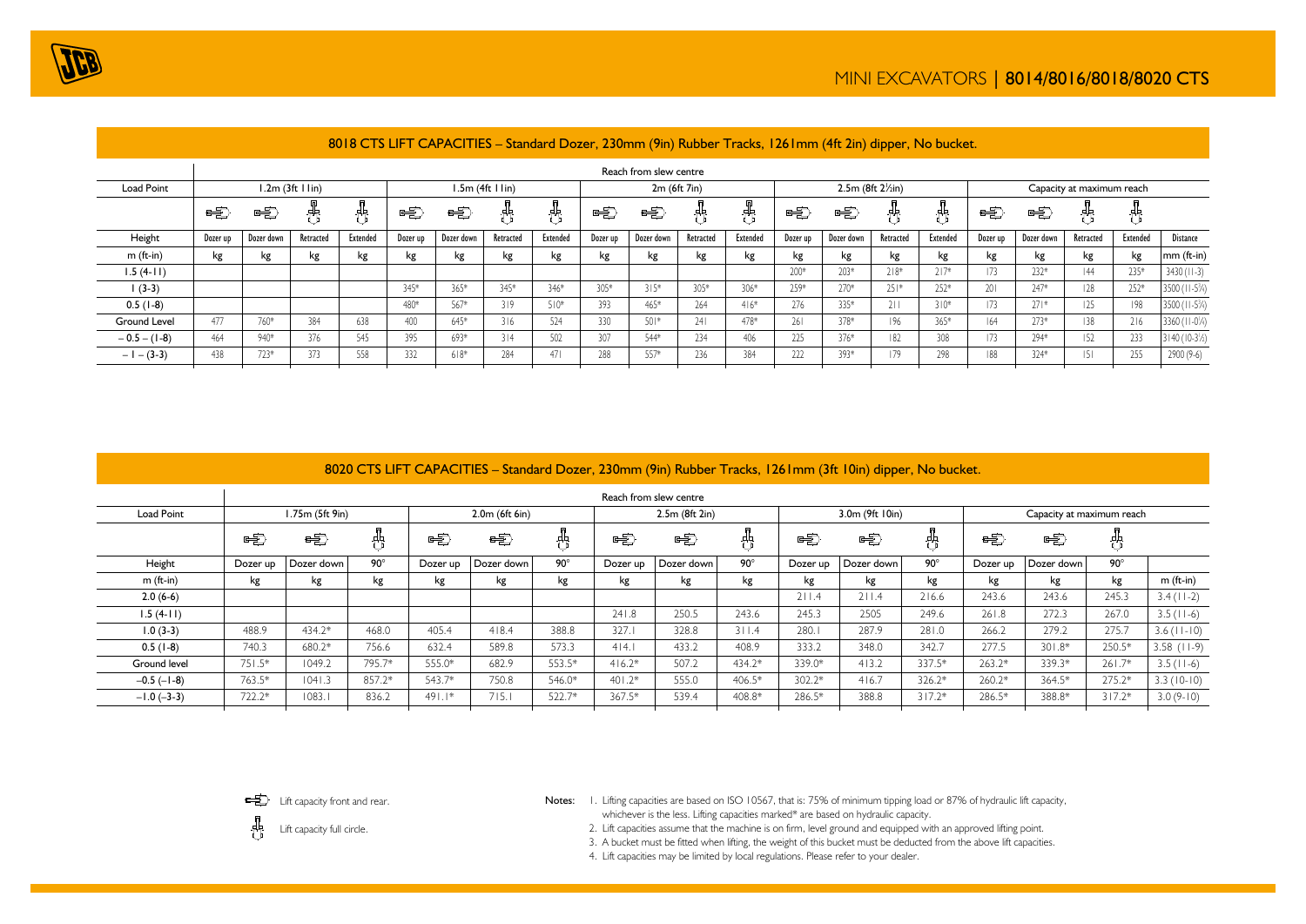# MINI EXCAVATORS | 8014/8016/8018/8020 CTS

## 8018 CTS LIFT CAPACITIES – Standard Dozer, 230mm (9in) Rubber Tracks, 1261mm (4ft 2in) dipper, No bucket.

| Load Point | Reach from slew centre | | | | | | | | | | | | | | | | | | | | |
|---|---|---|---|---|---|---|---|---|---|---|---|---|---|---|---|---|---|---|---|---|---|
| | 1.2m (3ft 11in) | | | | 1.5m (4ft 11in) | | | | 2m (6ft 7in) | | | | 2.5m (8ft 2½in) | | | | Capacity at maximum reach | | | | |
| Height | Dozer up | Dozer down | Retracted | Extended | Dozer up | Dozer down | Retracted | Extended | Dozer up | Dozer down | Retracted | Extended | Dozer up | Dozer down | Retracted | Extended | Dozer up | Dozer down | Retracted | Extended | Distance |
| m (ft-in) | kg | kg | kg | kg | kg | kg | kg | kg | kg | kg | kg | kg | kg | kg | kg | kg | kg | kg | kg | kg | mm (ft-in) |
| 1.5 (4-11) | | | | | | | | | | | | | 200* | 203* | 218* | 217* | 173 | 232* | 144 | 235* | 3430 (11-3) |
| 1 (3-3) | | | | | 345* | 365* | 345* | 346* | 305* | 315* | 305* | 306* | 259* | 270* | 251* | 252* | 201 | 247* | 128 | 252* | 3500 (11-5¾) |
| 0.5 (1-8) | | | | | 480* | 567* | 319 | 510* | 393 | 465* | 264 | 416* | 276 | 335* | 211 | 310* | 173 | 271* | 125 | 198 | 3500 (11-5¾) |
| Ground Level | 477 | 760* | 384 | 638 | 400 | 645* | 316 | 524 | 330 | 501* | 241 | 478* | 261 | 378* | 196 | 365* | 164 | 273* | 138 | 216 | 3360 (11-0¼) |
| – 0.5 – (1-8) | 464 | 940* | 376 | 545 | 395 | 693* | 314 | 502 | 307 | 544* | 234 | 406 | 225 | 376* | 182 | 308 | 173 | 294* | 152 | 233 | 3140 (10-3½) |
| – 1 – (3-3) | 438 | 723* | 373 | 558 | 332 | 618* | 284 | 471 | 288 | 557* | 236 | 384 | 222 | 393* | 179 | 298 | 188 | 324* | 151 | 255 | 2900 (9-6) |

## 8020 CTS LIFT CAPACITIES – Standard Dozer, 230mm (9in) Rubber Tracks, 1261mm (3ft 10in) dipper, No bucket.

| Load Point | Reach from slew centre | | | | | | | | | | | | | | | |
|---|---|---|---|---|---|---|---|---|---|---|---|---|---|---|---|---|
| | 1.75m (5ft 9in) | | | 2.0m (6ft 6in) | | | 2.5m (8ft 2in) | | | 3.0m (9ft 10in) | | | Capacity at maximum reach | | | |
| Height | Dozer up | Dozer down | 90° | Dozer up | Dozer down | 90° | Dozer up | Dozer down | 90° | Dozer up | Dozer down | 90° | Dozer up | Dozer down | 90° | |
| m (ft-in) | kg | kg | kg | kg | kg | kg | kg | kg | kg | kg | kg | kg | kg | kg | kg | m (ft-in) |
| 2.0 (6-6) | | | | | | | | | | 211.4 | 211.4 | 216.6 | 243.6 | 243.6 | 245.3 | 3.4 (11-2) |
| 1.5 (4-11) | | | | | | | 241.8 | 250.5 | 243.6 | 245.3 | 2505 | 249.6 | 261.8 | 272.3 | 267.0 | 3.5 (11-6) |
| 1.0 (3-3) | 488.9 | 434.2* | 468.0 | 405.4 | 418.4 | 388.8 | 327.1 | 328.8 | 311.4 | 280.1 | 287.9 | 281.0 | 266.2 | 279.2 | 275.7 | 3.6 (11-10) |
| 0.5 (1-8) | 740.3 | 680.2* | 756.6 | 632.4 | 589.8 | 573.3 | 414.1 | 433.2 | 408.9 | 333.2 | 348.0 | 342.7 | 277.5 | 301.8* | 250.5* | 3.58 (11-9) |
| Ground level | 751.5* | 1049.2 | 795.7* | 555.0* | 682.9 | 553.5* | 416.2* | 507.2 | 434.2* | 339.0* | 413.2 | 337.5* | 263.2* | 339.3* | 261.7* | 3.5 (11-6) |
| –0.5 (–1-8) | 763.5* | 1041.3 | 857.2* | 543.7* | 750.8 | 546.0* | 401.2* | 555.0 | 406.5* | 302.2* | 416.7 | 326.2* | 260.2* | 364.5* | 275.2* | 3.3 (10-10) |
| –1.0 (–3-3) | 722.2* | 1083.1 | 836.2 | 491.1* | 715.1 | 522.7* | 367.5* | 539.4 | 408.8* | 286.5* | 388.8 | 317.2* | 286.5* | 388.8* | 317.2* | 3.0 (9-10) |

Dozer up / Dozer down: Lift capacity front and rear.

Retracted / Extended / 90°: Lift capacity full circle.

Notes:
1. Lifting capacities are based on ISO 10567, that is: 75% of minimum tipping load or 87% of hydraulic lift capacity, whichever is the less. Lifting capacities marked* are based on hydraulic capacity.
2. Lift capacities assume that the machine is on firm, level ground and equipped with an approved lifting point.
3. A bucket must be fitted when lifting, the weight of this bucket must be deducted from the above lift capacities.
4. Lift capacities may be limited by local regulations. Please refer to your dealer.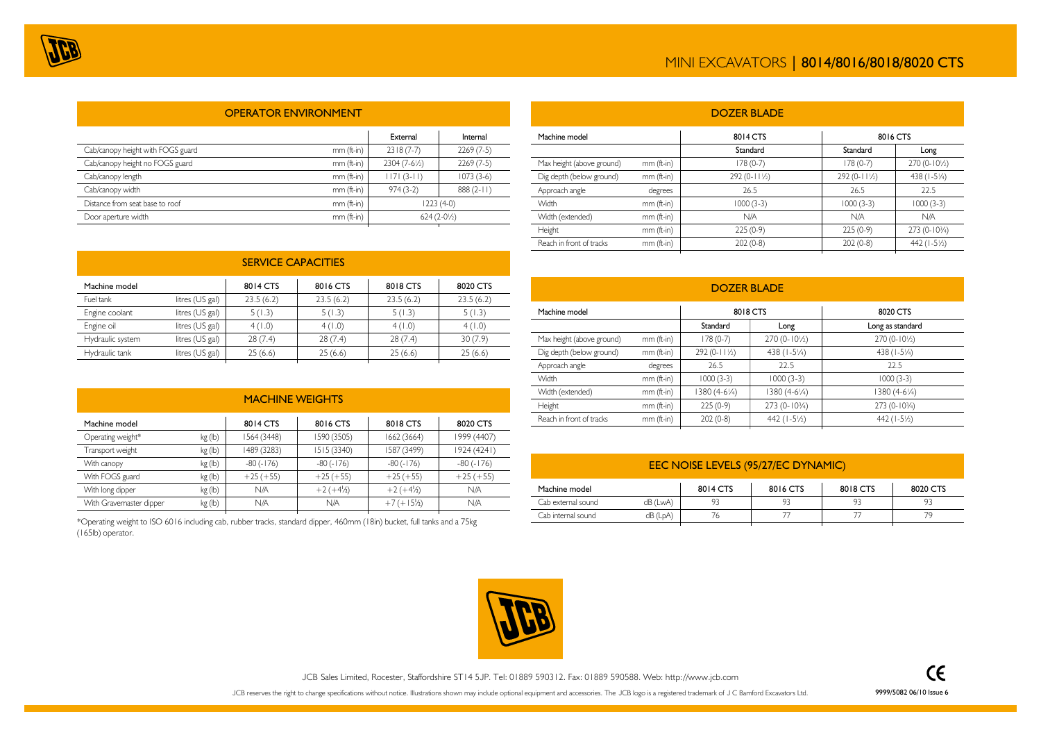# MINI EXCAVATORS | 8014/8016/8018/8020 CTS

## OPERATOR ENVIRONMENT

| | | External | Internal |
|---|---|---|---|
| Cab/canopy height with FOGS guard | mm (ft-in) | 2318 (7-7) | 2269 (7-5) |
| Cab/canopy height no FOGS guard | mm (ft-in) | 2304 (7-6½) | 2269 (7-5) |
| Cab/canopy length | mm (ft-in) | 1171 (3-11) | 1073 (3-6) |
| Cab/canopy width | mm (ft-in) | 974 (3-2) | 888 (2-11) |
| Distance from seat base to roof | mm (ft-in) | 1223 (4-0) | |
| Door aperture width | mm (ft-in) | 624 (2-0½) | |

## SERVICE CAPACITIES

| Machine model | | 8014 CTS | 8016 CTS | 8018 CTS | 8020 CTS |
|---|---|---|---|---|---|
| Fuel tank | litres (US gal) | 23.5 (6.2) | 23.5 (6.2) | 23.5 (6.2) | 23.5 (6.2) |
| Engine coolant | litres (US gal) | 5 (1.3) | 5 (1.3) | 5 (1.3) | 5 (1.3) |
| Engine oil | litres (US gal) | 4 (1.0) | 4 (1.0) | 4 (1.0) | 4 (1.0) |
| Hydraulic system | litres (US gal) | 28 (7.4) | 28 (7.4) | 28 (7.4) | 30 (7.9) |
| Hydraulic tank | litres (US gal) | 25 (6.6) | 25 (6.6) | 25 (6.6) | 25 (6.6) |

## MACHINE WEIGHTS

| Machine model | | 8014 CTS | 8016 CTS | 8018 CTS | 8020 CTS |
|---|---|---|---|---|---|
| Operating weight* | kg (lb) | 1564 (3448) | 1590 (3505) | 1662 (3664) | 1999 (4407) |
| Transport weight | kg (lb) | 1489 (3283) | 1515 (3340) | 1587 (3499) | 1924 (4241) |
| With canopy | kg (lb) | -80 (-176) | -80 (-176) | -80 (-176) | -80 (-176) |
| With FOGS guard | kg (lb) | +25 (+55) | +25 (+55) | +25 (+55) | +25 (+55) |
| With long dipper | kg (lb) | N/A | +2 (+4½) | +2 (+4½) | N/A |
| With Gravemaster dipper | kg (lb) | N/A | N/A | +7 (+15½) | N/A |

*Operating weight to ISO 6016 including cab, rubber tracks, standard dipper, 460mm (18in) bucket, full tanks and a 75kg (165lb) operator.

## DOZER BLADE

| Machine model | | 8014 CTS | 8016 CTS | |
|---|---|---|---|---|
| | | Standard | Standard | Long |
| Max height (above ground) | mm (ft-in) | 178 (0-7) | 178 (0-7) | 270 (0-10½) |
| Dig depth (below ground) | mm (ft-in) | 292 (0-11½) | 292 (0-11½) | 438 (1-5¼) |
| Approach angle | degrees | 26.5 | 26.5 | 22.5 |
| Width | mm (ft-in) | 1000 (3-3) | 1000 (3-3) | 1000 (3-3) |
| Width (extended) | mm (ft-in) | N/A | N/A | N/A |
| Height | mm (ft-in) | 225 (0-9) | 225 (0-9) | 273 (0-10¾) |
| Reach in front of tracks | mm (ft-in) | 202 (0-8) | 202 (0-8) | 442 (1-5½) |

## DOZER BLADE

| Machine model | | 8018 CTS | | 8020 CTS |
|---|---|---|---|---|
| | | Standard | Long | Long as standard |
| Max height (above ground) | mm (ft-in) | 178 (0-7) | 270 (0-10½) | 270 (0-10½) |
| Dig depth (below ground) | mm (ft-in) | 292 (0-11½) | 438 (1-5¼) | 438 (1-5¼) |
| Approach angle | degrees | 26.5 | 22.5 | 22.5 |
| Width | mm (ft-in) | 1000 (3-3) | 1000 (3-3) | 1000 (3-3) |
| Width (extended) | mm (ft-in) | 1380 (4-6¼) | 1380 (4-6¼) | 1380 (4-6¼) |
| Height | mm (ft-in) | 225 (0-9) | 273 (0-10¾) | 273 (0-10¾) |
| Reach in front of tracks | mm (ft-in) | 202 (0-8) | 442 (1-5½) | 442 (1-5½) |

## EEC NOISE LEVELS (95/27/EC DYNAMIC)

| Machine model | | 8014 CTS | 8016 CTS | 8018 CTS | 8020 CTS |
|---|---|---|---|---|---|
| Cab external sound | dB (LwA) | 93 | 93 | 93 | 93 |
| Cab internal sound | dB (LpA) | 76 | 77 | 77 | 79 |

JCB Sales Limited, Rocester, Staffordshire ST14 5JP. Tel: 01889 590312. Fax: 01889 590588. Web: http://www.jcb.com

JCB reserves the right to change specifications without notice. Illustrations shown may include optional equipment and accessories. The JCB logo is a registered trademark of J C Bamford Excavators Ltd.

9999/5082 06/10 Issue 6